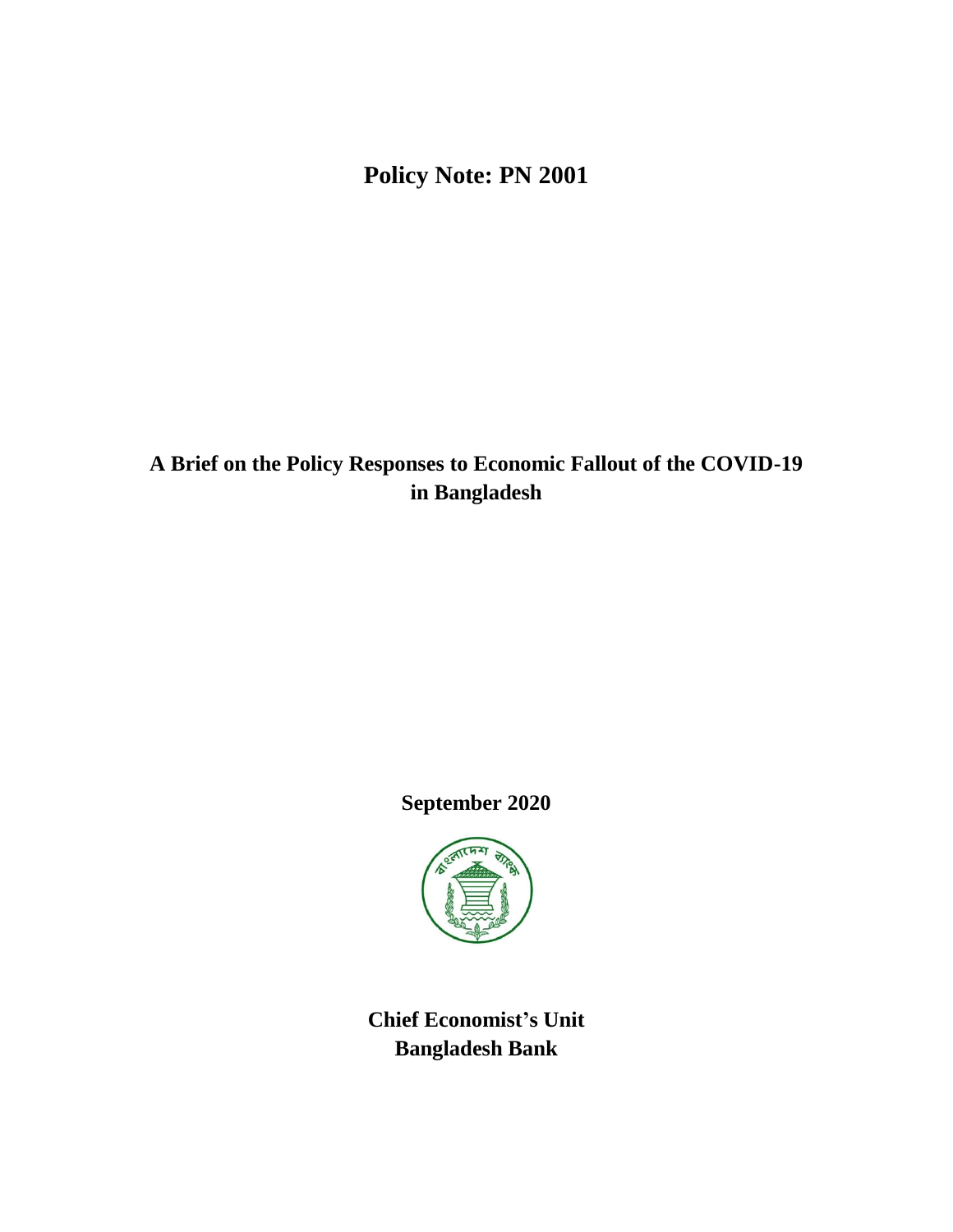**Policy Note: PN 2001**

# A Brief on the Policy Responses to Economic Fallout of the COVID-19 in Bangladesh

**September 2020**

**Chief Economist's Unit**
**Bangladesh Bank**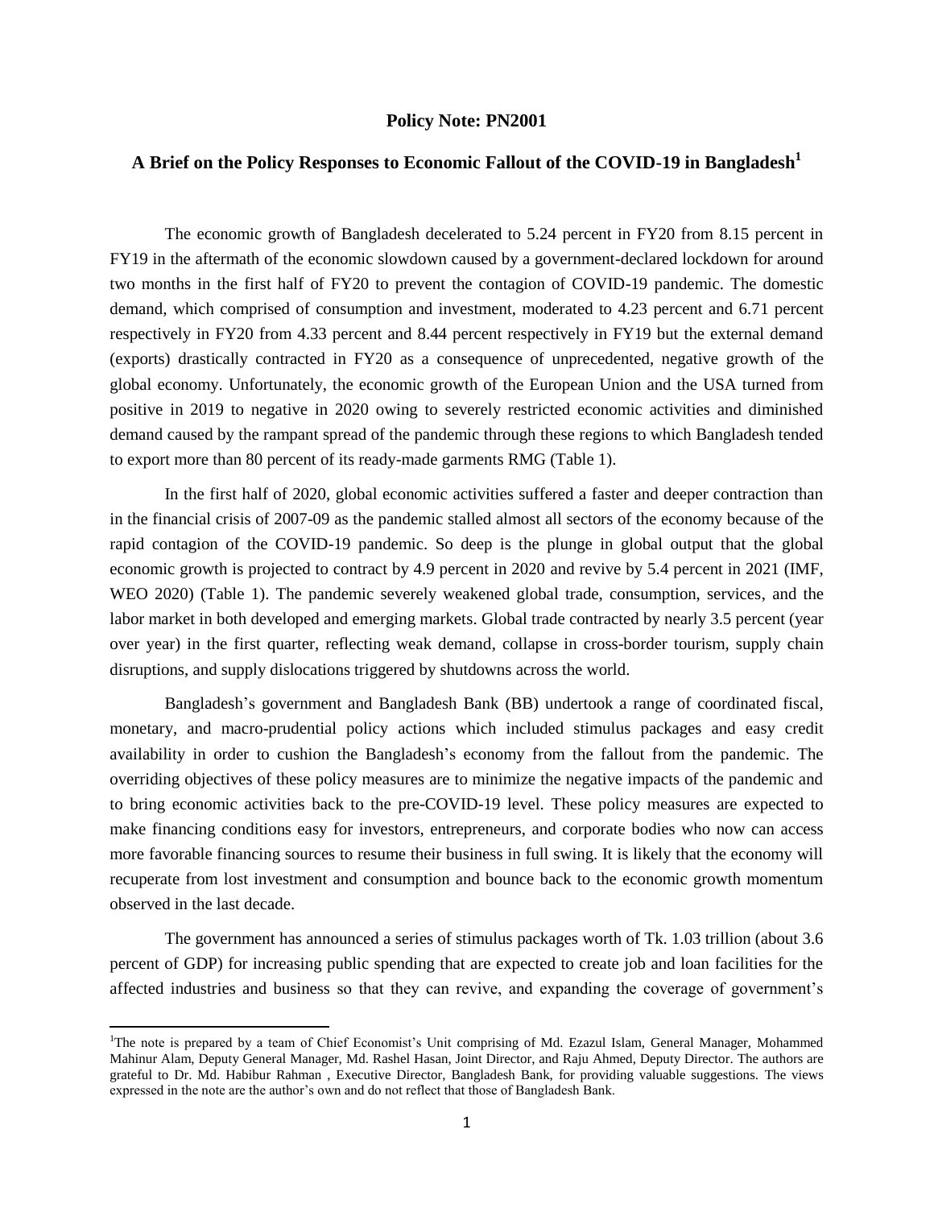**Policy Note: PN2001**

# A Brief on the Policy Responses to Economic Fallout of the COVID-19 in Bangladesh[1]

The economic growth of Bangladesh decelerated to 5.24 percent in FY20 from 8.15 percent in FY19 in the aftermath of the economic slowdown caused by a government-declared lockdown for around two months in the first half of FY20 to prevent the contagion of COVID-19 pandemic. The domestic demand, which comprised of consumption and investment, moderated to 4.23 percent and 6.71 percent respectively in FY20 from 4.33 percent and 8.44 percent respectively in FY19 but the external demand (exports) drastically contracted in FY20 as a consequence of unprecedented, negative growth of the global economy. Unfortunately, the economic growth of the European Union and the USA turned from positive in 2019 to negative in 2020 owing to severely restricted economic activities and diminished demand caused by the rampant spread of the pandemic through these regions to which Bangladesh tended to export more than 80 percent of its ready-made garments RMG (Table 1).

In the first half of 2020, global economic activities suffered a faster and deeper contraction than in the financial crisis of 2007-09 as the pandemic stalled almost all sectors of the economy because of the rapid contagion of the COVID-19 pandemic. So deep is the plunge in global output that the global economic growth is projected to contract by 4.9 percent in 2020 and revive by 5.4 percent in 2021 (IMF, WEO 2020) (Table 1). The pandemic severely weakened global trade, consumption, services, and the labor market in both developed and emerging markets. Global trade contracted by nearly 3.5 percent (year over year) in the first quarter, reflecting weak demand, collapse in cross-border tourism, supply chain disruptions, and supply dislocations triggered by shutdowns across the world.

Bangladesh's government and Bangladesh Bank (BB) undertook a range of coordinated fiscal, monetary, and macro-prudential policy actions which included stimulus packages and easy credit availability in order to cushion the Bangladesh's economy from the fallout from the pandemic. The overriding objectives of these policy measures are to minimize the negative impacts of the pandemic and to bring economic activities back to the pre-COVID-19 level. These policy measures are expected to make financing conditions easy for investors, entrepreneurs, and corporate bodies who now can access more favorable financing sources to resume their business in full swing. It is likely that the economy will recuperate from lost investment and consumption and bounce back to the economic growth momentum observed in the last decade.

The government has announced a series of stimulus packages worth of Tk. 1.03 trillion (about 3.6 percent of GDP) for increasing public spending that are expected to create job and loan facilities for the affected industries and business so that they can revive, and expanding the coverage of government's

---

[1]The note is prepared by a team of Chief Economist's Unit comprising of Md. Ezazul Islam, General Manager, Mohammed Mahinur Alam, Deputy General Manager, Md. Rashel Hasan, Joint Director, and Raju Ahmed, Deputy Director. The authors are grateful to Dr. Md. Habibur Rahman , Executive Director, Bangladesh Bank, for providing valuable suggestions. The views expressed in the note are the author's own and do not reflect that those of Bangladesh Bank.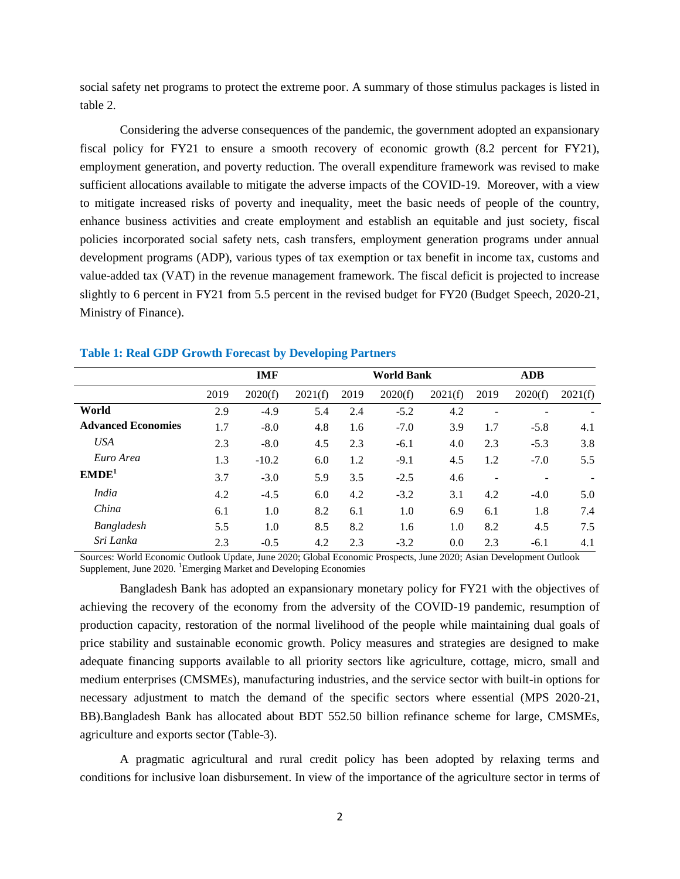social safety net programs to protect the extreme poor. A summary of those stimulus packages is listed in table 2.

Considering the adverse consequences of the pandemic, the government adopted an expansionary fiscal policy for FY21 to ensure a smooth recovery of economic growth (8.2 percent for FY21), employment generation, and poverty reduction. The overall expenditure framework was revised to make sufficient allocations available to mitigate the adverse impacts of the COVID-19. Moreover, with a view to mitigate increased risks of poverty and inequality, meet the basic needs of people of the country, enhance business activities and create employment and establish an equitable and just society, fiscal policies incorporated social safety nets, cash transfers, employment generation programs under annual development programs (ADP), various types of tax exemption or tax benefit in income tax, customs and value-added tax (VAT) in the revenue management framework. The fiscal deficit is projected to increase slightly to 6 percent in FY21 from 5.5 percent in the revised budget for FY20 (Budget Speech, 2020-21, Ministry of Finance).

**Table 1: Real GDP Growth Forecast by Developing Partners**

| | IMF | | | World Bank | | | ADB | | |
|---|---|---|---|---|---|---|---|---|---|
| | 2019 | 2020(f) | 2021(f) | 2019 | 2020(f) | 2021(f) | 2019 | 2020(f) | 2021(f) |
| **World** | 2.9 | -4.9 | 5.4 | 2.4 | -5.2 | 4.2 | - | - | - |
| **Advanced Economies** | 1.7 | -8.0 | 4.8 | 1.6 | -7.0 | 3.9 | 1.7 | -5.8 | 4.1 |
| *USA* | 2.3 | -8.0 | 4.5 | 2.3 | -6.1 | 4.0 | 2.3 | -5.3 | 3.8 |
| *Euro Area* | 1.3 | -10.2 | 6.0 | 1.2 | -9.1 | 4.5 | 1.2 | -7.0 | 5.5 |
| **EMDE[1]** | 3.7 | -3.0 | 5.9 | 3.5 | -2.5 | 4.6 | - | - | - |
| *India* | 4.2 | -4.5 | 6.0 | 4.2 | -3.2 | 3.1 | 4.2 | -4.0 | 5.0 |
| *China* | 6.1 | 1.0 | 8.2 | 6.1 | 1.0 | 6.9 | 6.1 | 1.8 | 7.4 |
| *Bangladesh* | 5.5 | 1.0 | 8.5 | 8.2 | 1.6 | 1.0 | 8.2 | 4.5 | 7.5 |
| *Sri Lanka* | 2.3 | -0.5 | 4.2 | 2.3 | -3.2 | 0.0 | 2.3 | -6.1 | 4.1 |

Sources: World Economic Outlook Update, June 2020; Global Economic Prospects, June 2020; Asian Development Outlook Supplement, June 2020. [1]Emerging Market and Developing Economies

Bangladesh Bank has adopted an expansionary monetary policy for FY21 with the objectives of achieving the recovery of the economy from the adversity of the COVID-19 pandemic, resumption of production capacity, restoration of the normal livelihood of the people while maintaining dual goals of price stability and sustainable economic growth. Policy measures and strategies are designed to make adequate financing supports available to all priority sectors like agriculture, cottage, micro, small and medium enterprises (CMSMEs), manufacturing industries, and the service sector with built-in options for necessary adjustment to match the demand of the specific sectors where essential (MPS 2020-21, BB).Bangladesh Bank has allocated about BDT 552.50 billion refinance scheme for large, CMSMEs, agriculture and exports sector (Table-3).

A pragmatic agricultural and rural credit policy has been adopted by relaxing terms and conditions for inclusive loan disbursement. In view of the importance of the agriculture sector in terms of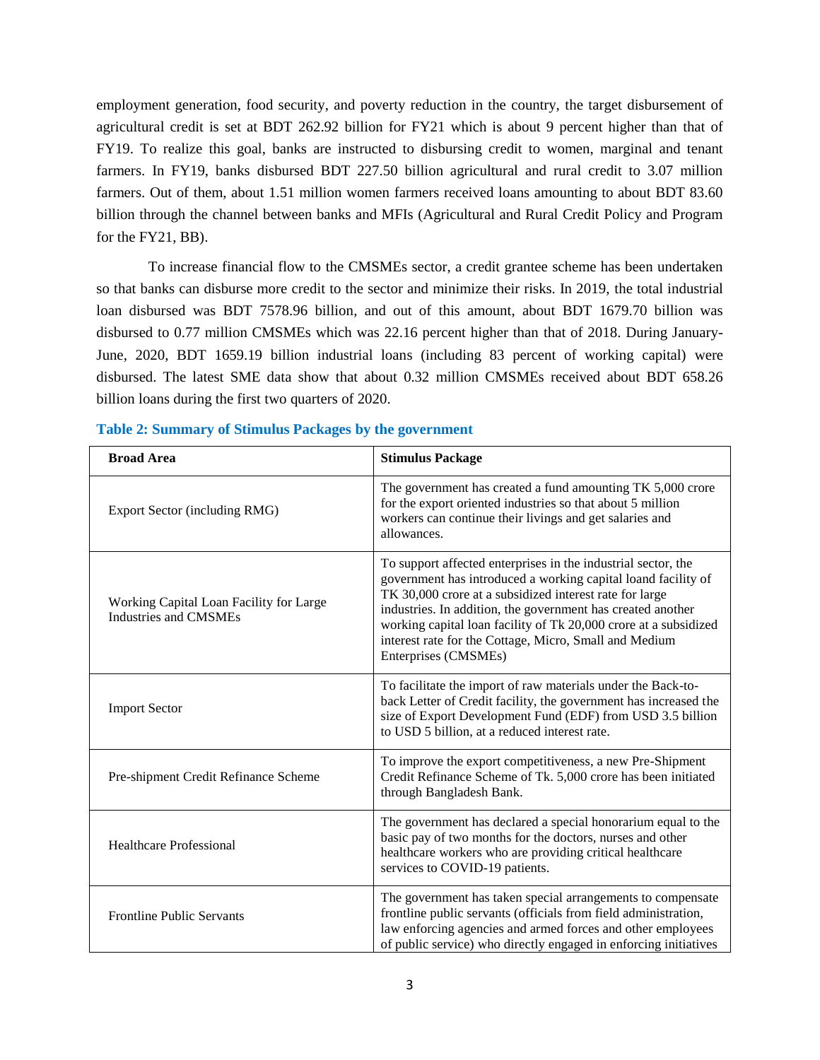employment generation, food security, and poverty reduction in the country, the target disbursement of agricultural credit is set at BDT 262.92 billion for FY21 which is about 9 percent higher than that of FY19. To realize this goal, banks are instructed to disbursing credit to women, marginal and tenant farmers. In FY19, banks disbursed BDT 227.50 billion agricultural and rural credit to 3.07 million farmers. Out of them, about 1.51 million women farmers received loans amounting to about BDT 83.60 billion through the channel between banks and MFIs (Agricultural and Rural Credit Policy and Program for the FY21, BB).

To increase financial flow to the CMSMEs sector, a credit grantee scheme has been undertaken so that banks can disburse more credit to the sector and minimize their risks. In 2019, the total industrial loan disbursed was BDT 7578.96 billion, and out of this amount, about BDT 1679.70 billion was disbursed to 0.77 million CMSMEs which was 22.16 percent higher than that of 2018. During January-June, 2020, BDT 1659.19 billion industrial loans (including 83 percent of working capital) were disbursed. The latest SME data show that about 0.32 million CMSMEs received about BDT 658.26 billion loans during the first two quarters of 2020.

**Table 2: Summary of Stimulus Packages by the government**

| Broad Area | Stimulus Package |
|---|---|
| Export Sector (including RMG) | The government has created a fund amounting TK 5,000 crore for the export oriented industries so that about 5 million workers can continue their livings and get salaries and allowances. |
| Working Capital Loan Facility for Large Industries and CMSMEs | To support affected enterprises in the industrial sector, the government has introduced a working capital loand facility of TK 30,000 crore at a subsidized interest rate for large industries. In addition, the government has created another working capital loan facility of Tk 20,000 crore at a subsidized interest rate for the Cottage, Micro, Small and Medium Enterprises (CMSMEs) |
| Import Sector | To facilitate the import of raw materials under the Back-to-back Letter of Credit facility, the government has increased the size of Export Development Fund (EDF) from USD 3.5 billion to USD 5 billion, at a reduced interest rate. |
| Pre-shipment Credit Refinance Scheme | To improve the export competitiveness, a new Pre-Shipment Credit Refinance Scheme of Tk. 5,000 crore has been initiated through Bangladesh Bank. |
| Healthcare Professional | The government has declared a special honorarium equal to the basic pay of two months for the doctors, nurses and other healthcare workers who are providing critical healthcare services to COVID-19 patients. |
| Frontline Public Servants | The government has taken special arrangements to compensate frontline public servants (officials from field administration, law enforcing agencies and armed forces and other employees of public service) who directly engaged in enforcing initiatives |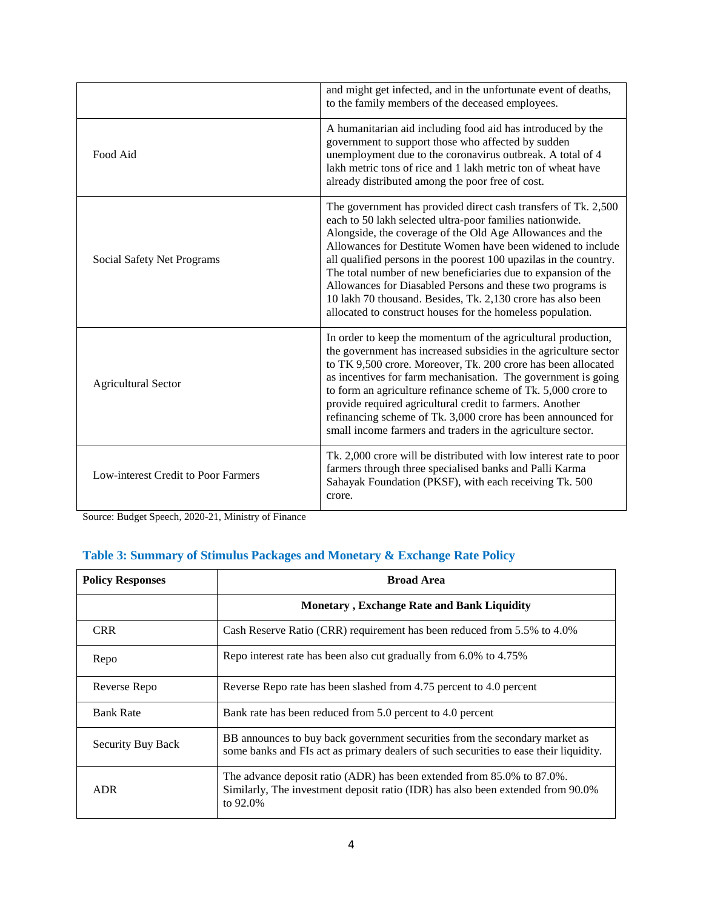| | |
|---|---|
| | and might get infected, and in the unfortunate event of deaths, to the family members of the deceased employees. |
| Food Aid | A humanitarian aid including food aid has introduced by the government to support those who affected by sudden unemployment due to the coronavirus outbreak. A total of 4 lakh metric tons of rice and 1 lakh metric ton of wheat have already distributed among the poor free of cost. |
| Social Safety Net Programs | The government has provided direct cash transfers of Tk. 2,500 each to 50 lakh selected ultra-poor families nationwide. Alongside, the coverage of the Old Age Allowances and the Allowances for Destitute Women have been widened to include all qualified persons in the poorest 100 upazilas in the country. The total number of new beneficiaries due to expansion of the Allowances for Diasabled Persons and these two programs is 10 lakh 70 thousand. Besides, Tk. 2,130 crore has also been allocated to construct houses for the homeless population. |
| Agricultural Sector | In order to keep the momentum of the agricultural production, the government has increased subsidies in the agriculture sector to TK 9,500 crore. Moreover, Tk. 200 crore has been allocated as incentives for farm mechanisation. The government is going to form an agriculture refinance scheme of Tk. 5,000 crore to provide required agricultural credit to farmers. Another refinancing scheme of Tk. 3,000 crore has been announced for small income farmers and traders in the agriculture sector. |
| Low-interest Credit to Poor Farmers | Tk. 2,000 crore will be distributed with low interest rate to poor farmers through three specialised banks and Palli Karma Sahayak Foundation (PKSF), with each receiving Tk. 500 crore. |

Source: Budget Speech, 2020-21, Ministry of Finance

### Table 3: Summary of Stimulus Packages and Monetary & Exchange Rate Policy

| **Policy Responses** | **Broad Area** |
|---|---|
| | **Monetary , Exchange Rate and Bank Liquidity** |
| CRR | Cash Reserve Ratio (CRR) requirement has been reduced from 5.5% to 4.0% |
| Repo | Repo interest rate has been also cut gradually from 6.0% to 4.75% |
| Reverse Repo | Reverse Repo rate has been slashed from 4.75 percent to 4.0 percent |
| Bank Rate | Bank rate has been reduced from 5.0 percent to 4.0 percent |
| Security Buy Back | BB announces to buy back government securities from the secondary market as some banks and FIs act as primary dealers of such securities to ease their liquidity. |
| ADR | The advance deposit ratio (ADR) has been extended from 85.0% to 87.0%. Similarly, The investment deposit ratio (IDR) has also been extended from 90.0% to 92.0% |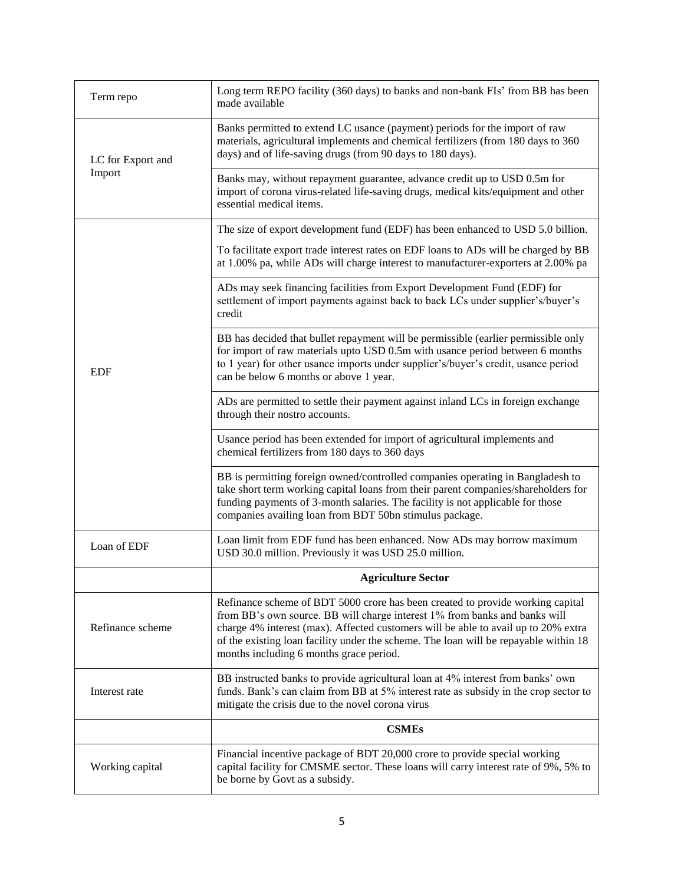| | |
|---|---|
| Term repo | Long term REPO facility (360 days) to banks and non-bank FIs' from BB has been made available |
| LC for Export and Import | Banks permitted to extend LC usance (payment) periods for the import of raw materials, agricultural implements and chemical fertilizers (from 180 days to 360 days) and of life-saving drugs (from 90 days to 180 days). |
| | Banks may, without repayment guarantee, advance credit up to USD 0.5m for import of corona virus-related life-saving drugs, medical kits/equipment and other essential medical items. |
| EDF | The size of export development fund (EDF) has been enhanced to USD 5.0 billion.<br><br>To facilitate export trade interest rates on EDF loans to ADs will be charged by BB at 1.00% pa, while ADs will charge interest to manufacturer-exporters at 2.00% pa |
| | ADs may seek financing facilities from Export Development Fund (EDF) for settlement of import payments against back to back LCs under supplier's/buyer's credit |
| | BB has decided that bullet repayment will be permissible (earlier permissible only for import of raw materials upto USD 0.5m with usance period between 6 months to 1 year) for other usance imports under supplier's/buyer's credit, usance period can be below 6 months or above 1 year. |
| | ADs are permitted to settle their payment against inland LCs in foreign exchange through their nostro accounts. |
| | Usance period has been extended for import of agricultural implements and chemical fertilizers from 180 days to 360 days |
| | BB is permitting foreign owned/controlled companies operating in Bangladesh to take short term working capital loans from their parent companies/shareholders for funding payments of 3-month salaries. The facility is not applicable for those companies availing loan from BDT 50bn stimulus package. |
| Loan of EDF | Loan limit from EDF fund has been enhanced. Now ADs may borrow maximum USD 30.0 million. Previously it was USD 25.0 million. |
| | **Agriculture Sector** |
| Refinance scheme | Refinance scheme of BDT 5000 crore has been created to provide working capital from BB's own source. BB will charge interest 1% from banks and banks will charge 4% interest (max). Affected customers will be able to avail up to 20% extra of the existing loan facility under the scheme. The loan will be repayable within 18 months including 6 months grace period. |
| Interest rate | BB instructed banks to provide agricultural loan at 4% interest from banks' own funds. Bank's can claim from BB at 5% interest rate as subsidy in the crop sector to mitigate the crisis due to the novel corona virus |
| | **CSMEs** |
| Working capital | Financial incentive package of BDT 20,000 crore to provide special working capital facility for CMSME sector. These loans will carry interest rate of 9%, 5% to be borne by Govt as a subsidy. |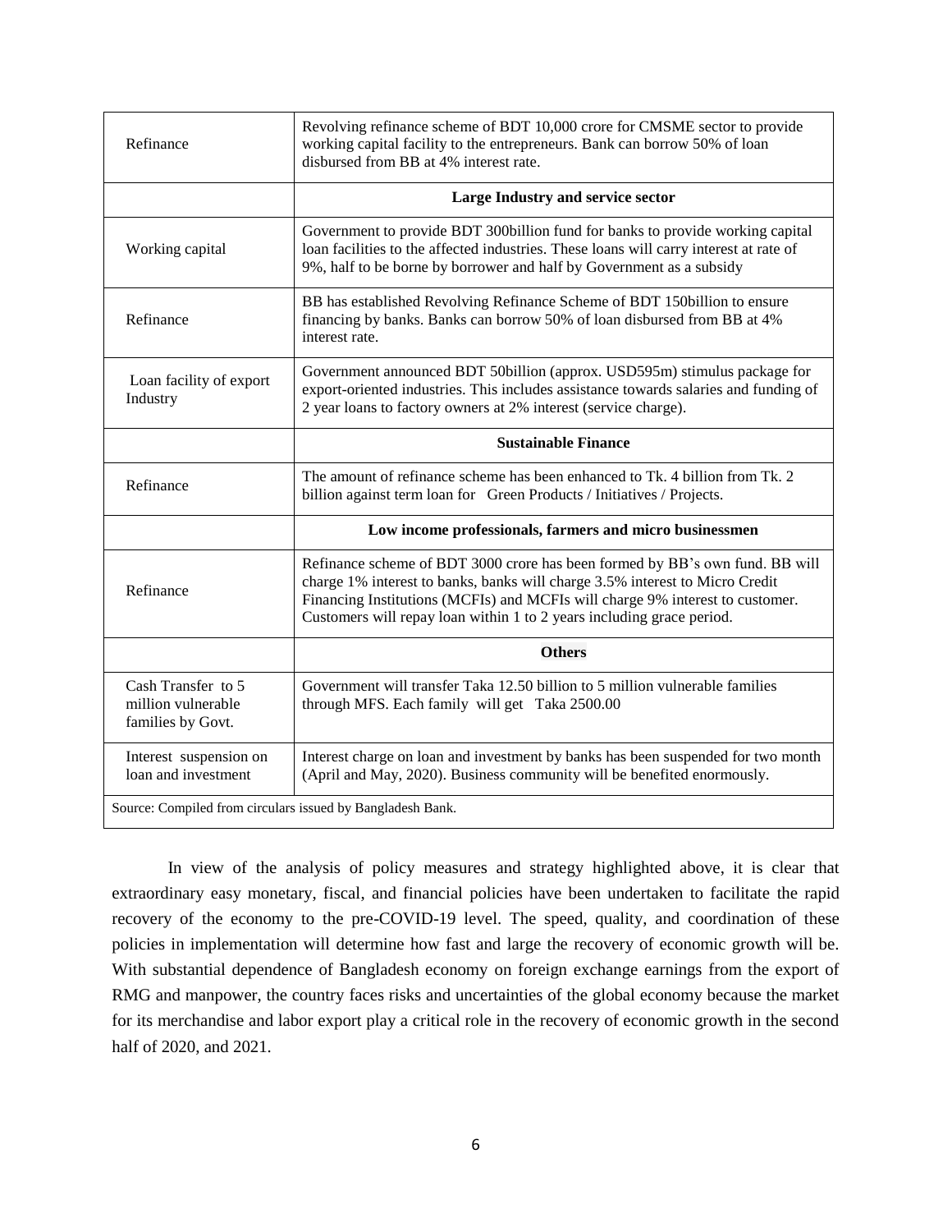| | |
|---|---|
| Refinance | Revolving refinance scheme of BDT 10,000 crore for CMSME sector to provide working capital facility to the entrepreneurs. Bank can borrow 50% of loan disbursed from BB at 4% interest rate. |
| | **Large Industry and service sector** |
| Working capital | Government to provide BDT 300billion fund for banks to provide working capital loan facilities to the affected industries. These loans will carry interest at rate of 9%, half to be borne by borrower and half by Government as a subsidy |
| Refinance | BB has established Revolving Refinance Scheme of BDT 150billion to ensure financing by banks. Banks can borrow 50% of loan disbursed from BB at 4% interest rate. |
| Loan facility of export Industry | Government announced BDT 50billion (approx. USD595m) stimulus package for export-oriented industries. This includes assistance towards salaries and funding of 2 year loans to factory owners at 2% interest (service charge). |
| | **Sustainable Finance** |
| Refinance | The amount of refinance scheme has been enhanced to Tk. 4 billion from Tk. 2 billion against term loan for Green Products / Initiatives / Projects. |
| | **Low income professionals, farmers and micro businessmen** |
| Refinance | Refinance scheme of BDT 3000 crore has been formed by BB's own fund. BB will charge 1% interest to banks, banks will charge 3.5% interest to Micro Credit Financing Institutions (MCFIs) and MCFIs will charge 9% interest to customer. Customers will repay loan within 1 to 2 years including grace period. |
| | **Others** |
| Cash Transfer to 5 million vulnerable families by Govt. | Government will transfer Taka 12.50 billion to 5 million vulnerable families through MFS. Each family will get Taka 2500.00 |
| Interest suspension on loan and investment | Interest charge on loan and investment by banks has been suspended for two month (April and May, 2020). Business community will be benefited enormously. |

Source: Compiled from circulars issued by Bangladesh Bank.

In view of the analysis of policy measures and strategy highlighted above, it is clear that extraordinary easy monetary, fiscal, and financial policies have been undertaken to facilitate the rapid recovery of the economy to the pre-COVID-19 level. The speed, quality, and coordination of these policies in implementation will determine how fast and large the recovery of economic growth will be. With substantial dependence of Bangladesh economy on foreign exchange earnings from the export of RMG and manpower, the country faces risks and uncertainties of the global economy because the market for its merchandise and labor export play a critical role in the recovery of economic growth in the second half of 2020, and 2021.